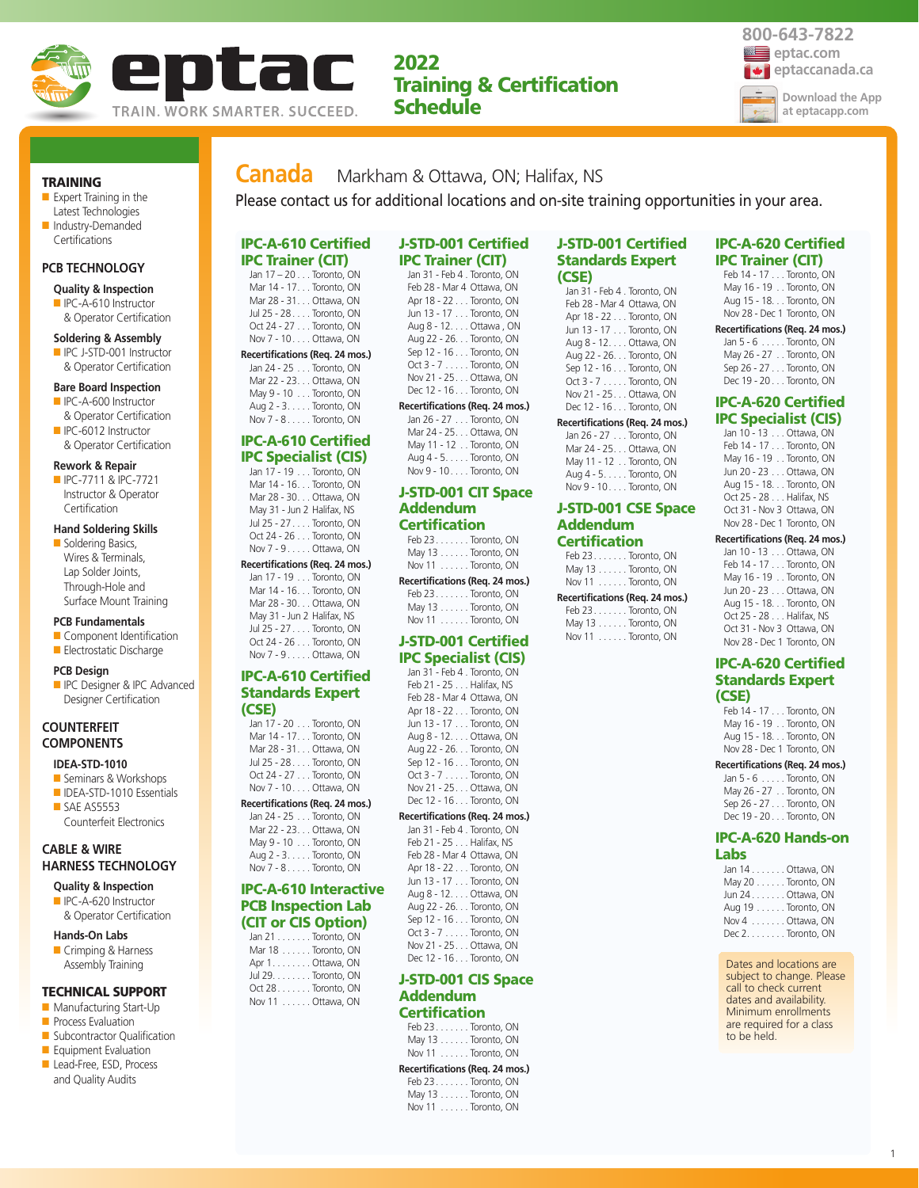# eptac

TRAIN. WORK SMARTER. SUCCEED.

## 2022 Training & Certification Schedule

800-643-7822
eptac.com
eptaccanada.ca
Download the App at eptacapp.com

### TRAINING
- Expert Training in the Latest Technologies
- Industry-Demanded Certifications

### PCB TECHNOLOGY

**Quality & Inspection**
- IPC-A-610 Instructor & Operator Certification

**Soldering & Assembly**
- IPC J-STD-001 Instructor & Operator Certification

**Bare Board Inspection**
- IPC-A-600 Instructor & Operator Certification
- IPC-6012 Instructor & Operator Certification

**Rework & Repair**
- IPC-7711 & IPC-7721 Instructor & Operator Certification

**Hand Soldering Skills**
- Soldering Basics, Wires & Terminals, Lap Solder Joints, Through-Hole and Surface Mount Training

**PCB Fundamentals**
- Component Identification
- Electrostatic Discharge

**PCB Design**
- IPC Designer & IPC Advanced Designer Certification

### COUNTERFEIT COMPONENTS

**IDEA-STD-1010**
- Seminars & Workshops
- IDEA-STD-1010 Essentials
- SAE AS5553 Counterfeit Electronics

### CABLE & WIRE HARNESS TECHNOLOGY

**Quality & Inspection**
- IPC-A-620 Instructor & Operator Certification

**Hands-On Labs**
- Crimping & Harness Assembly Training

### TECHNICAL SUPPORT
- Manufacturing Start-Up
- Process Evaluation
- Subcontractor Qualification
- Equipment Evaluation
- Lead-Free, ESD, Process and Quality Audits

## Canada Markham & Ottawa, ON; Halifax, NS

Please contact us for additional locations and on-site training opportunities in your area.

### IPC-A-610 Certified IPC Trainer (CIT)
- Jan 17 – 20 . . . Toronto, ON
- Mar 14 - 17. . . Toronto, ON
- Mar 28 - 31. . . Ottawa, ON
- Jul 25 - 28. . . . Toronto, ON
- Oct 24 - 27 . . . Toronto, ON
- Nov 7 - 10. . . . Ottawa, ON

**Recertifications (Req. 24 mos.)**
- Jan 24 - 25 . . . Toronto, ON
- Mar 22 - 23. . . Ottawa, ON
- May 9 - 10 . . . Toronto, ON
- Aug 2 - 3. . . . . Toronto, ON
- Nov 7 - 8. . . . . Toronto, ON

### IPC-A-610 Certified IPC Specialist (CIS)
- Jan 17 - 19 . . . Toronto, ON
- Mar 14 - 16. . . Toronto, ON
- Mar 28 - 30. . . Ottawa, ON
- May 31 - Jun 2 Halifax, NS
- Jul 25 - 27 . . . . Toronto, ON
- Oct 24 - 26 . . . Toronto, ON
- Nov 7 - 9. . . . . Ottawa, ON

**Recertifications (Req. 24 mos.)**
- Jan 17 - 19 . . . Toronto, ON
- Mar 14 - 16. . . Toronto, ON
- Mar 28 - 30. . . Ottawa, ON
- May 31 - Jun 2 Halifax, NS
- Jul 25 - 27 . . . . Toronto, ON
- Oct 24 - 26 . . . Toronto, ON
- Nov 7 - 9. . . . . Ottawa, ON

### IPC-A-610 Certified Standards Expert (CSE)
- Jan 17 - 20 . . . Toronto, ON
- Mar 14 - 17. . . Toronto, ON
- Mar 28 - 31. . . Ottawa, ON
- Jul 25 - 28. . . . Toronto, ON
- Oct 24 - 27 . . . Toronto, ON
- Nov 7 - 10. . . . Ottawa, ON

**Recertifications (Req. 24 mos.)**
- Jan 24 - 25 . . . Toronto, ON
- Mar 22 - 23. . . Ottawa, ON
- May 9 - 10 . . . Toronto, ON
- Aug 2 - 3. . . . . Toronto, ON
- Nov 7 - 8. . . . . Toronto, ON

### IPC-A-610 Interactive PCB Inspection Lab (CIT or CIS Option)
- Jan 21 . . . . . . . Toronto, ON
- Mar 18 . . . . . . Toronto, ON
- Apr 1. . . . . . . . Ottawa, ON
- Jul 29. . . . . . . . Toronto, ON
- Oct 28. . . . . . . Toronto, ON
- Nov 11 . . . . . . Ottawa, ON

### J-STD-001 Certified IPC Trainer (CIT)
- Jan 31 - Feb 4 . Toronto, ON
- Feb 28 - Mar 4 Ottawa, ON
- Apr 18 - 22 . . . Toronto, ON
- Jun 13 - 17 . . . Toronto, ON
- Aug 8 - 12. . . . Ottawa , ON
- Aug 22 - 26. . . Toronto, ON
- Sep 12 - 16 . . . Toronto, ON
- Oct 3 - 7 . . . . . Toronto, ON
- Nov 21 - 25. . . Ottawa, ON
- Dec 12 - 16 . . . Toronto, ON

**Recertifications (Req. 24 mos.)**
- Jan 26 - 27 . . . Toronto, ON
- Mar 24 - 25. . . Ottawa, ON
- May 11 - 12 . . Toronto, ON
- Aug 4 - 5. . . . . Toronto, ON
- Nov 9 - 10. . . . Toronto, ON

### J-STD-001 CIT Space Addendum Certification
- Feb 23. . . . . . . Toronto, ON
- May 13 . . . . . . Toronto, ON
- Nov 11 . . . . . . Toronto, ON

**Recertifications (Req. 24 mos.)**
- Feb 23. . . . . . . Toronto, ON
- May 13 . . . . . . Toronto, ON
- Nov 11 . . . . . . Toronto, ON

### J-STD-001 Certified IPC Specialist (CIS)
- Jan 31 - Feb 4 . Toronto, ON
- Feb 21 - 25 . . . Halifax, NS
- Feb 28 - Mar 4 Ottawa, ON
- Apr 18 - 22 . . . Toronto, ON
- Jun 13 - 17 . . . Toronto, ON
- Aug 8 - 12. . . . Ottawa, ON
- Aug 22 - 26. . . Toronto, ON
- Sep 12 - 16 . . . Toronto, ON
- Oct 3 - 7 . . . . . Toronto, ON
- Nov 21 - 25. . . Ottawa, ON
- Dec 12 - 16. . . Toronto, ON

**Recertifications (Req. 24 mos.)**
- Jan 31 - Feb 4 . Toronto, ON
- Feb 21 - 25 . . . Halifax, NS
- Feb 28 - Mar 4 Ottawa, ON
- Apr 18 - 22 . . . Toronto, ON
- Jun 13 - 17 . . . Toronto, ON
- Aug 8 - 12. . . . Ottawa, ON
- Aug 22 - 26. . . Toronto, ON
- Sep 12 - 16 . . . Toronto, ON
- Oct 3 - 7 . . . . . Toronto, ON
- Nov 21 - 25. . . Ottawa, ON
- Dec 12 - 16. . . Toronto, ON

### J-STD-001 CIS Space Addendum Certification
- Feb 23. . . . . . . Toronto, ON
- May 13 . . . . . . Toronto, ON
- Nov 11 . . . . . . Toronto, ON

**Recertifications (Req. 24 mos.)**
- Feb 23. . . . . . . Toronto, ON
- May 13 . . . . . . Toronto, ON
- Nov 11 . . . . . . Toronto, ON

### J-STD-001 Certified Standards Expert (CSE)
- Jan 31 - Feb 4 . Toronto, ON
- Feb 28 - Mar 4 Ottawa, ON
- Apr 18 - 22 . . . Toronto, ON
- Jun 13 - 17 . . . Toronto, ON
- Aug 8 - 12. . . . Ottawa, ON
- Aug 22 - 26. . . Toronto, ON
- Sep 12 - 16 . . . Toronto, ON
- Oct 3 - 7 . . . . . Toronto, ON
- Nov 21 - 25. . . Ottawa, ON
- Dec 12 - 16. . . Toronto, ON

**Recertifications (Req. 24 mos.)**
- Jan 26 - 27 . . . Toronto, ON
- Mar 24 - 25. . . Ottawa, ON
- May 11 - 12 . . Toronto, ON
- Aug 4 - 5. . . . . Toronto, ON
- Nov 9 - 10. . . . Toronto, ON

### J-STD-001 CSE Space Addendum Certification
- Feb 23. . . . . . . Toronto, ON
- May 13 . . . . . . Toronto, ON
- Nov 11 . . . . . . Toronto, ON

**Recertifications (Req. 24 mos.)**
- Feb 23. . . . . . . Toronto, ON
- May 13 . . . . . . Toronto, ON
- Nov 11 . . . . . . Toronto, ON

### IPC-A-620 Certified IPC Trainer (CIT)
- Feb 14 - 17 . . . Toronto, ON
- May 16 - 19 . . Toronto, ON
- Aug 15 - 18. . . Toronto, ON
- Nov 28 - Dec 1 Toronto, ON

**Recertifications (Req. 24 mos.)**
- Jan 5 - 6 . . . . . Toronto, ON
- May 26 - 27 . . Toronto, ON
- Sep 26 - 27 . . . Toronto, ON
- Dec 19 - 20. . . Toronto, ON

### IPC-A-620 Certified IPC Specialist (CIS)
- Jan 10 - 13 . . . Ottawa, ON
- Feb 14 - 17 . . . Toronto, ON
- May 16 - 19 . . Toronto, ON
- Jun 20 - 23 . . . Ottawa, ON
- Aug 15 - 18. . . Toronto, ON
- Oct 25 - 28 . . . Halifax, NS
- Oct 31 - Nov 3 Ottawa, ON
- Nov 28 - Dec 1 Toronto, ON

**Recertifications (Req. 24 mos.)**
- Jan 10 - 13 . . . Ottawa, ON
- Feb 14 - 17 . . . Toronto, ON
- May 16 - 19 . . Toronto, ON
- Jun 20 - 23 . . . Ottawa, ON
- Aug 15 - 18. . . Toronto, ON
- Oct 25 - 28 . . . Halifax, NS
- Oct 31 - Nov 3 Ottawa, ON
- Nov 28 - Dec 1 Toronto, ON

### IPC-A-620 Certified Standards Expert (CSE)
- Feb 14 - 17 . . . Toronto, ON
- May 16 - 19 . . Toronto, ON
- Aug 15 - 18. . . Toronto, ON
- Nov 28 - Dec 1 Toronto, ON

**Recertifications (Req. 24 mos.)**
- Jan 5 - 6 . . . . . Toronto, ON
- May 26 - 27 . . Toronto, ON
- Sep 26 - 27 . . . Toronto, ON
- Dec 19 - 20. . . Toronto, ON

### IPC-A-620 Hands-on Labs
- Jan 14 . . . . . . . Ottawa, ON
- May 20 . . . . . . Toronto, ON
- Jun 24 . . . . . . . Ottawa, ON
- Aug 19 . . . . . . Toronto, ON
- Nov 4 . . . . . . . Ottawa, ON
- Dec 2. . . . . . . . Toronto, ON

Dates and locations are subject to change. Please call to check current dates and availability. Minimum enrollments are required for a class to be held.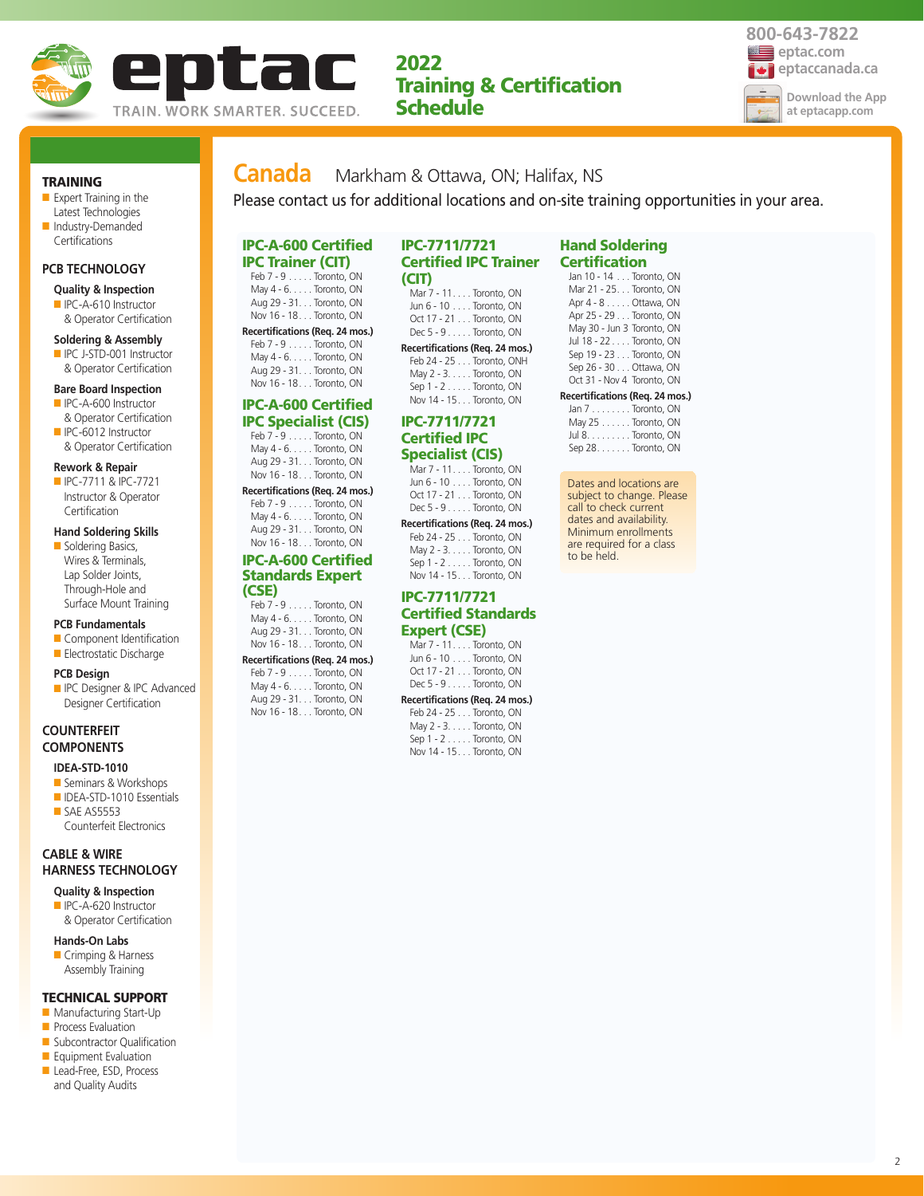# eptac

TRAIN. WORK SMARTER. SUCCEED.

## 2022 Training & Certification Schedule

800-643-7822
eptac.com
eptaccanada.ca
Download the App at eptacapp.com

### TRAINING

- Expert Training in the Latest Technologies
- Industry-Demanded Certifications

### PCB TECHNOLOGY

**Quality & Inspection**
- IPC-A-610 Instructor & Operator Certification

**Soldering & Assembly**
- IPC J-STD-001 Instructor & Operator Certification

**Bare Board Inspection**
- IPC-A-600 Instructor & Operator Certification
- IPC-6012 Instructor & Operator Certification

**Rework & Repair**
- IPC-7711 & IPC-7721 Instructor & Operator Certification

**Hand Soldering Skills**
- Soldering Basics, Wires & Terminals, Lap Solder Joints, Through-Hole and Surface Mount Training

**PCB Fundamentals**
- Component Identification
- Electrostatic Discharge

**PCB Design**
- IPC Designer & IPC Advanced Designer Certification

### COUNTERFEIT COMPONENTS

**IDEA-STD-1010**
- Seminars & Workshops
- IDEA-STD-1010 Essentials
- SAE AS5553 Counterfeit Electronics

### CABLE & WIRE HARNESS TECHNOLOGY

**Quality & Inspection**
- IPC-A-620 Instructor & Operator Certification

**Hands-On Labs**
- Crimping & Harness Assembly Training

### TECHNICAL SUPPORT

- Manufacturing Start-Up
- Process Evaluation
- Subcontractor Qualification
- Equipment Evaluation
- Lead-Free, ESD, Process and Quality Audits

## Canada Markham & Ottawa, ON; Halifax, NS

Please contact us for additional locations and on-site training opportunities in your area.

### IPC-A-600 Certified IPC Trainer (CIT)

Feb 7 - 9 . . . . . Toronto, ON
May 4 - 6. . . . . Toronto, ON
Aug 29 - 31. . . Toronto, ON
Nov 16 - 18. . . Toronto, ON

**Recertifications (Req. 24 mos.)**

Feb 7 - 9 . . . . . Toronto, ON
May 4 - 6. . . . . Toronto, ON
Aug 29 - 31. . . Toronto, ON
Nov 16 - 18. . . Toronto, ON

### IPC-A-600 Certified IPC Specialist (CIS)

Feb 7 - 9 . . . . . Toronto, ON
May 4 - 6. . . . . Toronto, ON
Aug 29 - 31. . . Toronto, ON
Nov 16 - 18. . . Toronto, ON

**Recertifications (Req. 24 mos.)**

Feb 7 - 9 . . . . . Toronto, ON
May 4 - 6. . . . . Toronto, ON
Aug 29 - 31. . . Toronto, ON
Nov 16 - 18. . . Toronto, ON

### IPC-A-600 Certified Standards Expert (CSE)

Feb 7 - 9 . . . . . Toronto, ON
May 4 - 6. . . . . Toronto, ON
Aug 29 - 31. . . Toronto, ON
Nov 16 - 18. . . Toronto, ON

**Recertifications (Req. 24 mos.)**

Feb 7 - 9 . . . . . Toronto, ON
May 4 - 6. . . . . Toronto, ON
Aug 29 - 31. . . Toronto, ON
Nov 16 - 18. . . Toronto, ON

### IPC-7711/7721 Certified IPC Trainer (CIT)

Mar 7 - 11. . . . Toronto, ON
Jun 6 - 10 . . . . Toronto, ON
Oct 17 - 21 . . . Toronto, ON
Dec 5 - 9 . . . . . Toronto, ON

**Recertifications (Req. 24 mos.)**

Feb 24 - 25 . . . Toronto, ONH
May 2 - 3. . . . . Toronto, ON
Sep 1 - 2 . . . . . Toronto, ON
Nov 14 - 15. . . Toronto, ON

### IPC-7711/7721 Certified IPC Specialist (CIS)

Mar 7 - 11. . . . Toronto, ON
Jun 6 - 10 . . . . Toronto, ON
Oct 17 - 21 . . . Toronto, ON
Dec 5 - 9 . . . . . Toronto, ON

**Recertifications (Req. 24 mos.)**

Feb 24 - 25 . . . Toronto, ON
May 2 - 3. . . . . Toronto, ON
Sep 1 - 2 . . . . . Toronto, ON
Nov 14 - 15. . . Toronto, ON

### IPC-7711/7721 Certified Standards Expert (CSE)

Mar 7 - 11. . . . Toronto, ON
Jun 6 - 10 . . . . Toronto, ON
Oct 17 - 21 . . . Toronto, ON
Dec 5 - 9 . . . . . Toronto, ON

**Recertifications (Req. 24 mos.)**

Feb 24 - 25 . . . Toronto, ON
May 2 - 3. . . . . Toronto, ON
Sep 1 - 2 . . . . . Toronto, ON
Nov 14 - 15. . . Toronto, ON

### Hand Soldering Certification

Jan 10 - 14 . . . Toronto, ON
Mar 21 - 25. . . Toronto, ON
Apr 4 - 8 . . . . . Ottawa, ON
Apr 25 - 29 . . . Toronto, ON
May 30 - Jun 3 Toronto, ON
Jul 18 - 22 . . . . Toronto, ON
Sep 19 - 23 . . . Toronto, ON
Sep 26 - 30 . . . Ottawa, ON
Oct 31 - Nov 4 Toronto, ON

**Recertifications (Req. 24 mos.)**

Jan 7 . . . . . . . . Toronto, ON
May 25 . . . . . . Toronto, ON
Jul 8. . . . . . . . . Toronto, ON
Sep 28. . . . . . . Toronto, ON

Dates and locations are subject to change. Please call to check current dates and availability. Minimum enrollments are required for a class to be held.